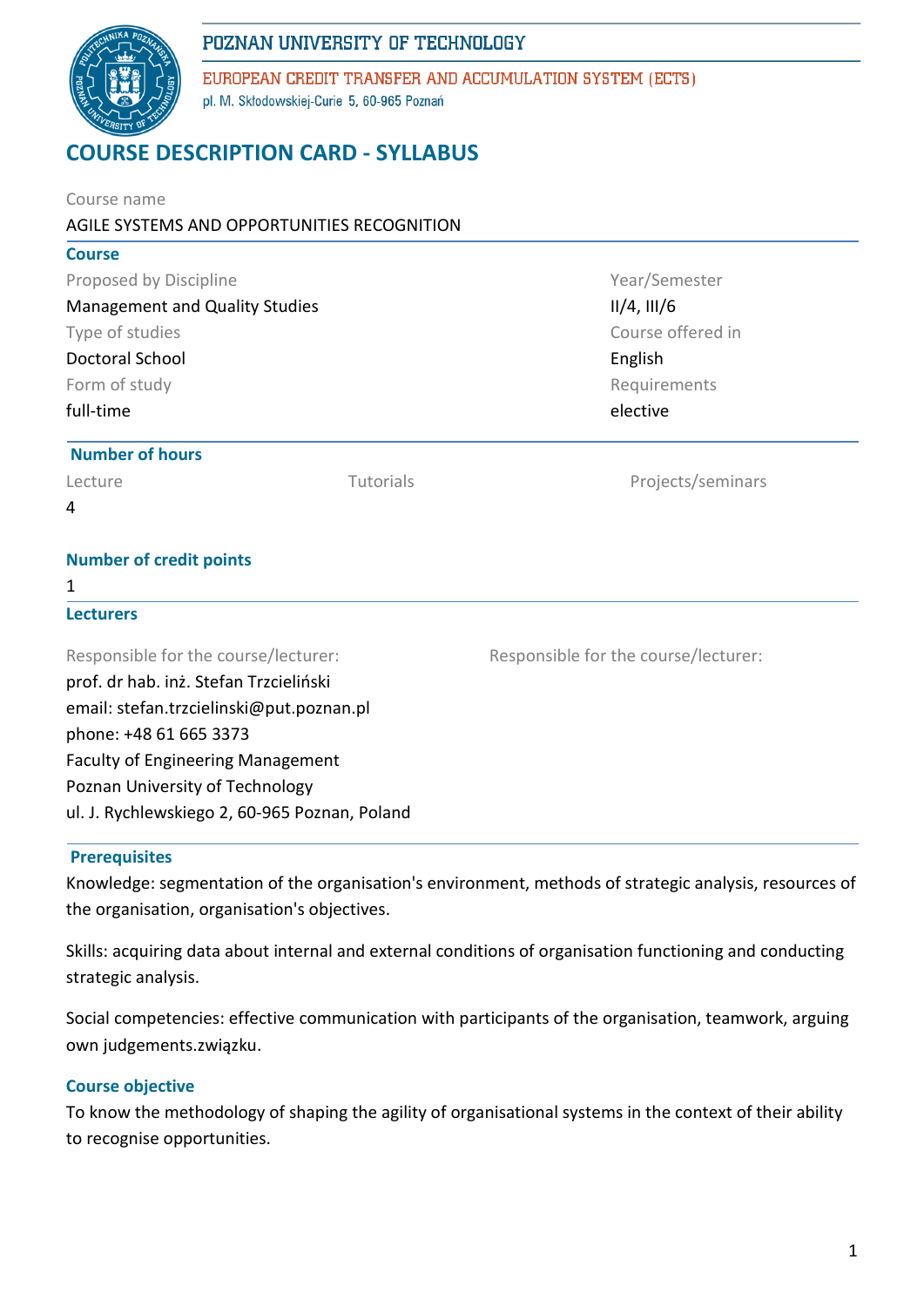POZNAN UNIVERSITY OF TECHNOLOGY

EUROPEAN CREDIT TRANSFER AND ACCUMULATION SYSTEM (ECTS)

pl. M. Skłodowskiej-Curie 5, 60-965 Poznań

# COURSE DESCRIPTION CARD - SYLLABUS

Course name

AGILE SYSTEMS AND OPPORTUNITIES RECOGNITION

## Course

Proposed by Discipline

Management and Quality Studies

Year/Semester

II/4, III/6

Type of studies

Doctoral School

Course offered in

English

Form of study

full-time

Requirements

elective

## Number of hours

| Lecture | Tutorials | Projects/seminars |
|---|---|---|
| 4 | | |

## Number of credit points

1

## Lecturers

Responsible for the course/lecturer:

prof. dr hab. inż. Stefan Trzcieliński

email: stefan.trzcielinski@put.poznan.pl

phone: +48 61 665 3373

Faculty of Engineering Management

Poznan University of Technology

ul. J. Rychlewskiego 2, 60-965 Poznan, Poland

Responsible for the course/lecturer:

## Prerequisites

Knowledge: segmentation of the organisation's environment, methods of strategic analysis, resources of the organisation, organisation's objectives.

Skills: acquiring data about internal and external conditions of organisation functioning and conducting strategic analysis.

Social competencies: effective communication with participants of the organisation, teamwork, arguing own judgements.związku.

## Course objective

To know the methodology of shaping the agility of organisational systems in the context of their ability to recognise opportunities.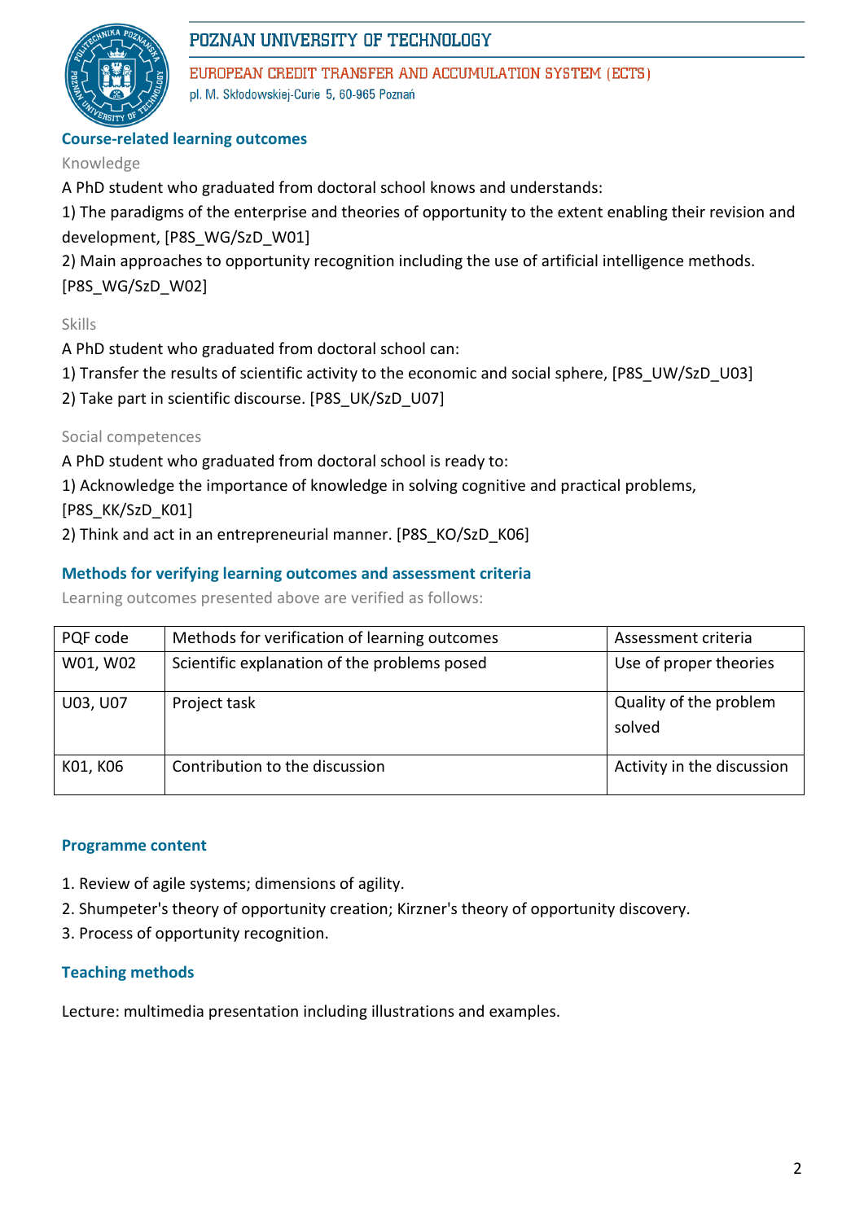## Course-related learning outcomes

### Knowledge

A PhD student who graduated from doctoral school knows and understands:

1) The paradigms of the enterprise and theories of opportunity to the extent enabling their revision and development, [P8S_WG/SzD_W01]

2) Main approaches to opportunity recognition including the use of artificial intelligence methods. [P8S_WG/SzD_W02]

### Skills

A PhD student who graduated from doctoral school can:

1) Transfer the results of scientific activity to the economic and social sphere, [P8S_UW/SzD_U03]

2) Take part in scientific discourse. [P8S_UK/SzD_U07]

### Social competences

A PhD student who graduated from doctoral school is ready to:

1) Acknowledge the importance of knowledge in solving cognitive and practical problems, [P8S_KK/SzD_K01]

2) Think and act in an entrepreneurial manner. [P8S_KO/SzD_K06]

## Methods for verifying learning outcomes and assessment criteria

Learning outcomes presented above are verified as follows:

| PQF code | Methods for verification of learning outcomes | Assessment criteria |
| --- | --- | --- |
| W01, W02 | Scientific explanation of the problems posed | Use of proper theories |
| U03, U07 | Project task | Quality of the problem solved |
| K01, K06 | Contribution to the discussion | Activity in the discussion |

## Programme content

1. Review of agile systems; dimensions of agility.
2. Shumpeter's theory of opportunity creation; Kirzner's theory of opportunity discovery.
3. Process of opportunity recognition.

## Teaching methods

Lecture: multimedia presentation including illustrations and examples.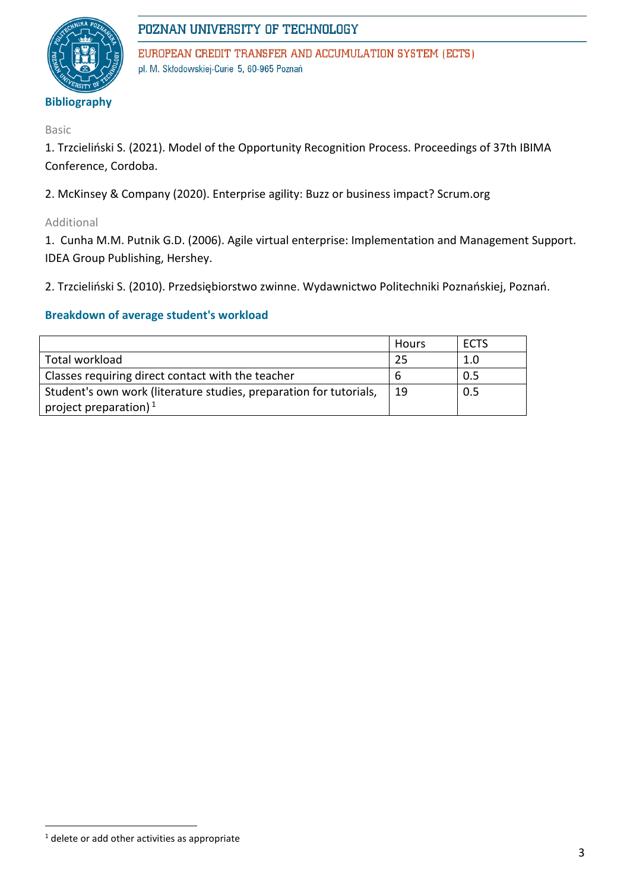## Bibliography

Basic

1. Trzcieliński S. (2021). Model of the Opportunity Recognition Process. Proceedings of 37th IBIMA Conference, Cordoba.

2. McKinsey & Company (2020). Enterprise agility: Buzz or business impact? Scrum.org

Additional

1. Cunha M.M. Putnik G.D. (2006). Agile virtual enterprise: Implementation and Management Support. IDEA Group Publishing, Hershey.

2. Trzcieliński S. (2010). Przedsiębiorstwo zwinne. Wydawnictwo Politechniki Poznańskiej, Poznań.

## Breakdown of average student's workload

| | Hours | ECTS |
|---|---|---|
| Total workload | 25 | 1.0 |
| Classes requiring direct contact with the teacher | 6 | 0.5 |
| Student's own work (literature studies, preparation for tutorials, project preparation) [1] | 19 | 0.5 |

[1] delete or add other activities as appropriate